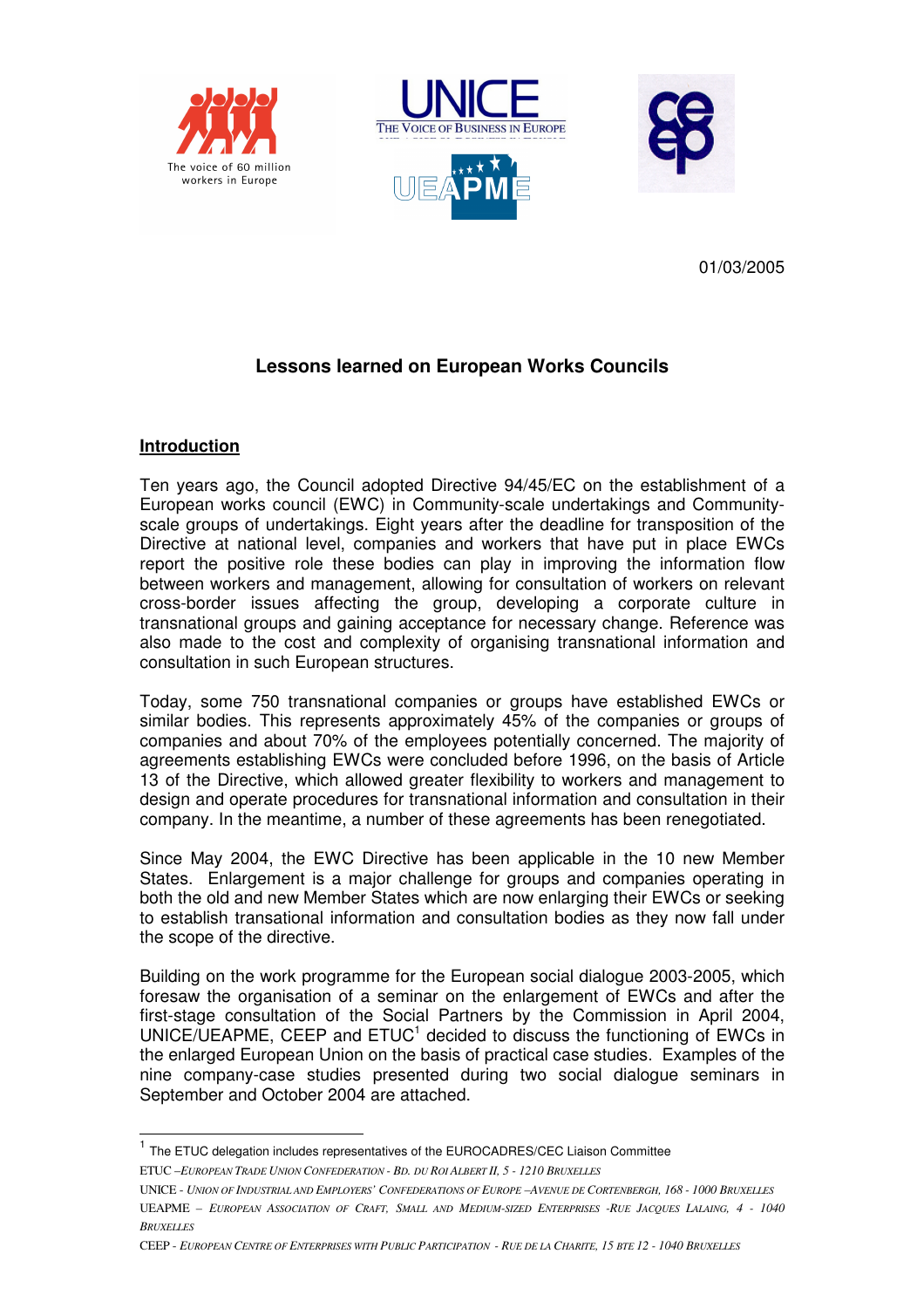The voice of 60 million workers in Europe

UNICE THE VOICE OF BUSINESS IN EUROPE

UEAPME

01/03/2005

## Lessons learned on European Works Councils

### Introduction

Ten years ago, the Council adopted Directive 94/45/EC on the establishment of a European works council (EWC) in Community-scale undertakings and Community-scale groups of undertakings. Eight years after the deadline for transposition of the Directive at national level, companies and workers that have put in place EWCs report the positive role these bodies can play in improving the information flow between workers and management, allowing for consultation of workers on relevant cross-border issues affecting the group, developing a corporate culture in transnational groups and gaining acceptance for necessary change. Reference was also made to the cost and complexity of organising transnational information and consultation in such European structures.

Today, some 750 transnational companies or groups have established EWCs or similar bodies. This represents approximately 45% of the companies or groups of companies and about 70% of the employees potentially concerned. The majority of agreements establishing EWCs were concluded before 1996, on the basis of Article 13 of the Directive, which allowed greater flexibility to workers and management to design and operate procedures for transnational information and consultation in their company. In the meantime, a number of these agreements has been renegotiated.

Since May 2004, the EWC Directive has been applicable in the 10 new Member States. Enlargement is a major challenge for groups and companies operating in both the old and new Member States which are now enlarging their EWCs or seeking to establish transational information and consultation bodies as they now fall under the scope of the directive.

Building on the work programme for the European social dialogue 2003-2005, which foresaw the organisation of a seminar on the enlargement of EWCs and after the first-stage consultation of the Social Partners by the Commission in April 2004, UNICE/UEAPME, CEEP and ETUC[1] decided to discuss the functioning of EWCs in the enlarged European Union on the basis of practical case studies. Examples of the nine company-case studies presented during two social dialogue seminars in September and October 2004 are attached.

---

[1] The ETUC delegation includes representatives of the EUROCADRES/CEC Liaison Committee

ETUC – *European Trade Union Confederation - Bd. du Roi Albert II, 5 - 1210 Bruxelles*

UNICE - *Union of Industrial and Employers' Confederations of Europe –Avenue de Cortenbergh, 168 - 1000 Bruxelles*

UEAPME – *European Association of Craft, Small and Medium-sized Enterprises -Rue Jacques Lalaing, 4 - 1040 Bruxelles*

CEEP - *European Centre of Enterprises with Public Participation - Rue de la Charite, 15 bte 12 - 1040 Bruxelles*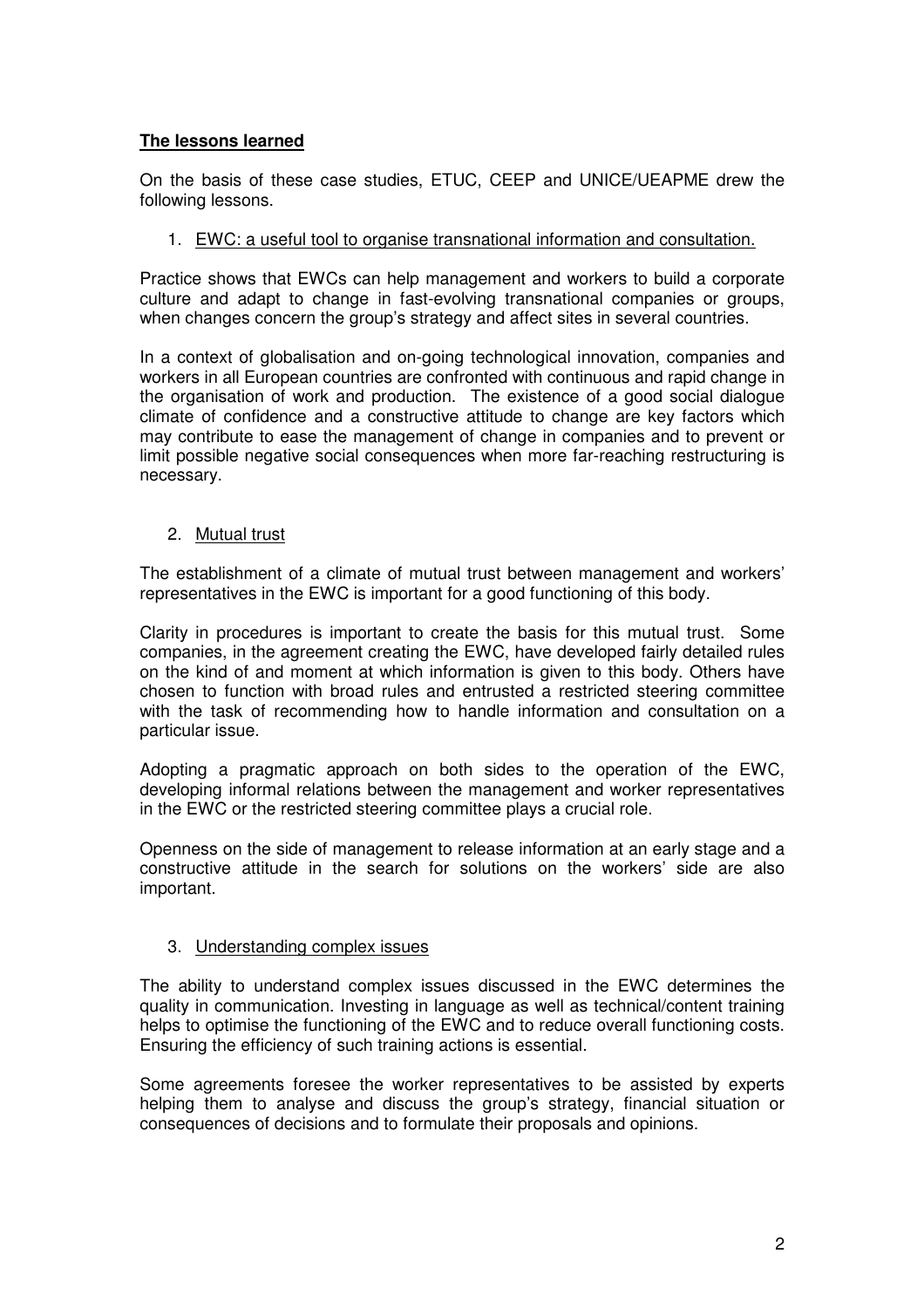## **The lessons learned**

On the basis of these case studies, ETUC, CEEP and UNICE/UEAPME drew the following lessons.

1. EWC: a useful tool to organise transnational information and consultation.

Practice shows that EWCs can help management and workers to build a corporate culture and adapt to change in fast-evolving transnational companies or groups, when changes concern the group's strategy and affect sites in several countries.

In a context of globalisation and on-going technological innovation, companies and workers in all European countries are confronted with continuous and rapid change in the organisation of work and production. The existence of a good social dialogue climate of confidence and a constructive attitude to change are key factors which may contribute to ease the management of change in companies and to prevent or limit possible negative social consequences when more far-reaching restructuring is necessary.

2. Mutual trust

The establishment of a climate of mutual trust between management and workers' representatives in the EWC is important for a good functioning of this body.

Clarity in procedures is important to create the basis for this mutual trust. Some companies, in the agreement creating the EWC, have developed fairly detailed rules on the kind of and moment at which information is given to this body. Others have chosen to function with broad rules and entrusted a restricted steering committee with the task of recommending how to handle information and consultation on a particular issue.

Adopting a pragmatic approach on both sides to the operation of the EWC, developing informal relations between the management and worker representatives in the EWC or the restricted steering committee plays a crucial role.

Openness on the side of management to release information at an early stage and a constructive attitude in the search for solutions on the workers' side are also important.

3. Understanding complex issues

The ability to understand complex issues discussed in the EWC determines the quality in communication. Investing in language as well as technical/content training helps to optimise the functioning of the EWC and to reduce overall functioning costs. Ensuring the efficiency of such training actions is essential.

Some agreements foresee the worker representatives to be assisted by experts helping them to analyse and discuss the group's strategy, financial situation or consequences of decisions and to formulate their proposals and opinions.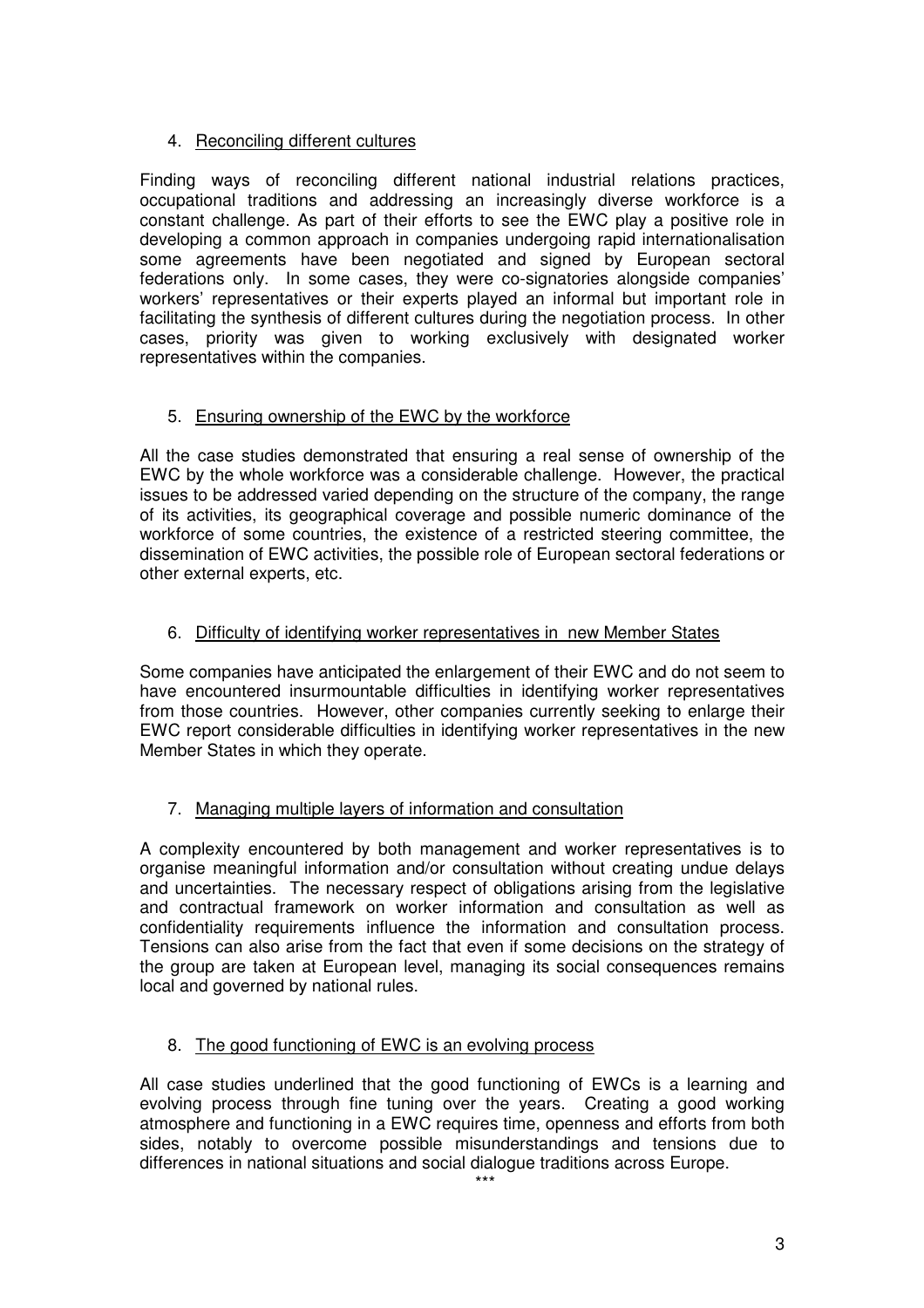4. Reconciling different cultures

Finding ways of reconciling different national industrial relations practices, occupational traditions and addressing an increasingly diverse workforce is a constant challenge. As part of their efforts to see the EWC play a positive role in developing a common approach in companies undergoing rapid internationalisation some agreements have been negotiated and signed by European sectoral federations only. In some cases, they were co-signatories alongside companies' workers' representatives or their experts played an informal but important role in facilitating the synthesis of different cultures during the negotiation process. In other cases, priority was given to working exclusively with designated worker representatives within the companies.

5. Ensuring ownership of the EWC by the workforce

All the case studies demonstrated that ensuring a real sense of ownership of the EWC by the whole workforce was a considerable challenge. However, the practical issues to be addressed varied depending on the structure of the company, the range of its activities, its geographical coverage and possible numeric dominance of the workforce of some countries, the existence of a restricted steering committee, the dissemination of EWC activities, the possible role of European sectoral federations or other external experts, etc.

6. Difficulty of identifying worker representatives in new Member States

Some companies have anticipated the enlargement of their EWC and do not seem to have encountered insurmountable difficulties in identifying worker representatives from those countries. However, other companies currently seeking to enlarge their EWC report considerable difficulties in identifying worker representatives in the new Member States in which they operate.

7. Managing multiple layers of information and consultation

A complexity encountered by both management and worker representatives is to organise meaningful information and/or consultation without creating undue delays and uncertainties. The necessary respect of obligations arising from the legislative and contractual framework on worker information and consultation as well as confidentiality requirements influence the information and consultation process. Tensions can also arise from the fact that even if some decisions on the strategy of the group are taken at European level, managing its social consequences remains local and governed by national rules.

8. The good functioning of EWC is an evolving process

All case studies underlined that the good functioning of EWCs is a learning and evolving process through fine tuning over the years. Creating a good working atmosphere and functioning in a EWC requires time, openness and efforts from both sides, notably to overcome possible misunderstandings and tensions due to differences in national situations and social dialogue traditions across Europe.

\*\*\*